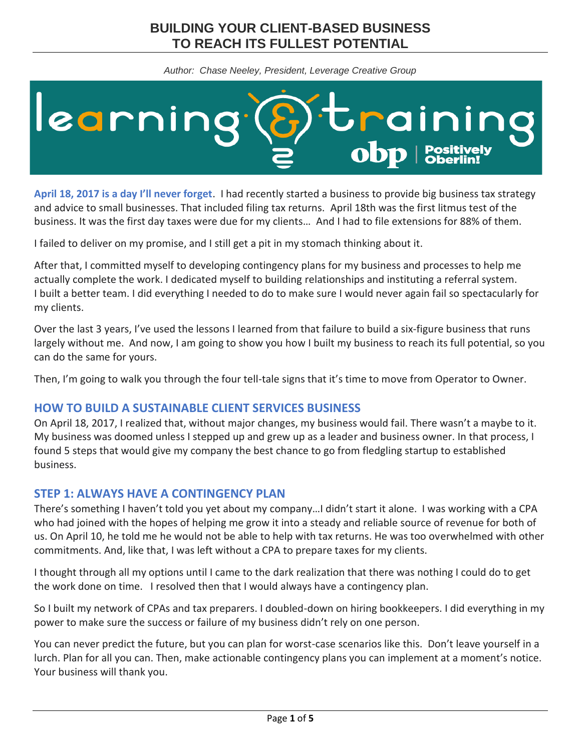# BUILDING YOUR CLIENT-BASED BUSINESS TO REACH ITS FULLEST POTENTIAL

*Author: Chase Neeley, President, Leverage Creative Group*

**April 18, 2017 is a day I'll never forget**. I had recently started a business to provide big business tax strategy and advice to small businesses. That included filing tax returns. April 18th was the first litmus test of the business. It was the first day taxes were due for my clients… And I had to file extensions for 88% of them.

I failed to deliver on my promise, and I still get a pit in my stomach thinking about it.

After that, I committed myself to developing contingency plans for my business and processes to help me actually complete the work. I dedicated myself to building relationships and instituting a referral system. I built a better team. I did everything I needed to do to make sure I would never again fail so spectacularly for my clients.

Over the last 3 years, I've used the lessons I learned from that failure to build a six-figure business that runs largely without me. And now, I am going to show you how I built my business to reach its full potential, so you can do the same for yours.

Then, I'm going to walk you through the four tell-tale signs that it's time to move from Operator to Owner.

## HOW TO BUILD A SUSTAINABLE CLIENT SERVICES BUSINESS

On April 18, 2017, I realized that, without major changes, my business would fail. There wasn't a maybe to it. My business was doomed unless I stepped up and grew up as a leader and business owner. In that process, I found 5 steps that would give my company the best chance to go from fledgling startup to established business.

## STEP 1: ALWAYS HAVE A CONTINGENCY PLAN

There's something I haven't told you yet about my company…I didn't start it alone. I was working with a CPA who had joined with the hopes of helping me grow it into a steady and reliable source of revenue for both of us. On April 10, he told me he would not be able to help with tax returns. He was too overwhelmed with other commitments. And, like that, I was left without a CPA to prepare taxes for my clients.

I thought through all my options until I came to the dark realization that there was nothing I could do to get the work done on time. I resolved then that I would always have a contingency plan.

So I built my network of CPAs and tax preparers. I doubled-down on hiring bookkeepers. I did everything in my power to make sure the success or failure of my business didn't rely on one person.

You can never predict the future, but you can plan for worst-case scenarios like this. Don't leave yourself in a lurch. Plan for all you can. Then, make actionable contingency plans you can implement at a moment's notice. Your business will thank you.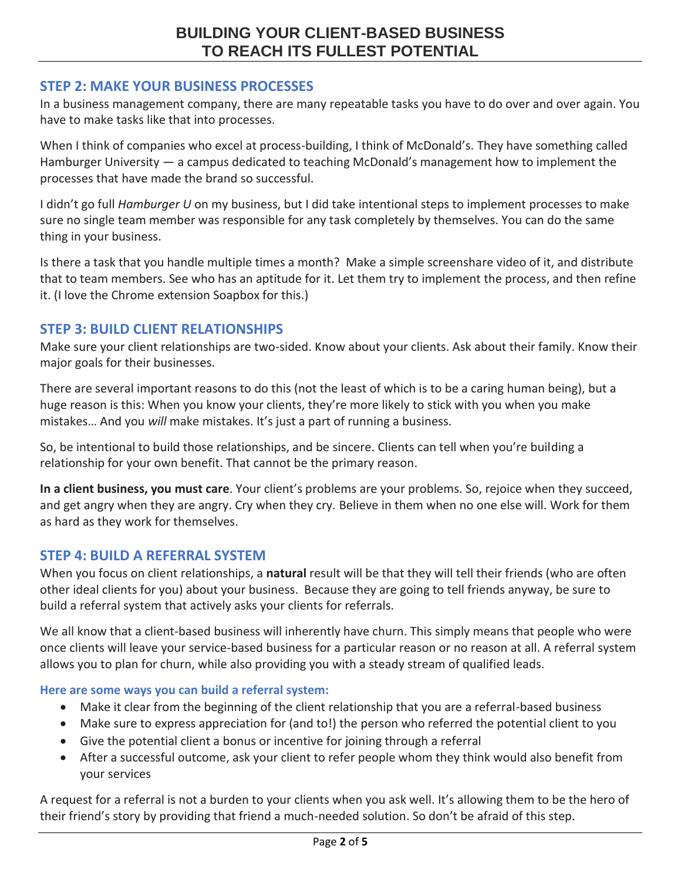## STEP 2: MAKE YOUR BUSINESS PROCESSES

In a business management company, there are many repeatable tasks you have to do over and over again. You have to make tasks like that into processes.

When I think of companies who excel at process-building, I think of McDonald's. They have something called Hamburger University — a campus dedicated to teaching McDonald's management how to implement the processes that have made the brand so successful.

I didn't go full *Hamburger U* on my business, but I did take intentional steps to implement processes to make sure no single team member was responsible for any task completely by themselves. You can do the same thing in your business.

Is there a task that you handle multiple times a month? Make a simple screenshare video of it, and distribute that to team members. See who has an aptitude for it. Let them try to implement the process, and then refine it. (I love the Chrome extension Soapbox for this.)

## STEP 3: BUILD CLIENT RELATIONSHIPS

Make sure your client relationships are two-sided. Know about your clients. Ask about their family. Know their major goals for their businesses.

There are several important reasons to do this (not the least of which is to be a caring human being), but a huge reason is this: When you know your clients, they're more likely to stick with you when you make mistakes… And you *will* make mistakes. It's just a part of running a business.

So, be intentional to build those relationships, and be sincere. Clients can tell when you're building a relationship for your own benefit. That cannot be the primary reason.

**In a client business, you must care**. Your client's problems are your problems. So, rejoice when they succeed, and get angry when they are angry. Cry when they cry. Believe in them when no one else will. Work for them as hard as they work for themselves.

## STEP 4: BUILD A REFERRAL SYSTEM

When you focus on client relationships, a **natural** result will be that they will tell their friends (who are often other ideal clients for you) about your business. Because they are going to tell friends anyway, be sure to build a referral system that actively asks your clients for referrals.

We all know that a client-based business will inherently have churn. This simply means that people who were once clients will leave your service-based business for a particular reason or no reason at all. A referral system allows you to plan for churn, while also providing you with a steady stream of qualified leads.

**Here are some ways you can build a referral system:**

- Make it clear from the beginning of the client relationship that you are a referral-based business
- Make sure to express appreciation for (and to!) the person who referred the potential client to you
- Give the potential client a bonus or incentive for joining through a referral
- After a successful outcome, ask your client to refer people whom they think would also benefit from your services

A request for a referral is not a burden to your clients when you ask well. It's allowing them to be the hero of their friend's story by providing that friend a much-needed solution. So don't be afraid of this step.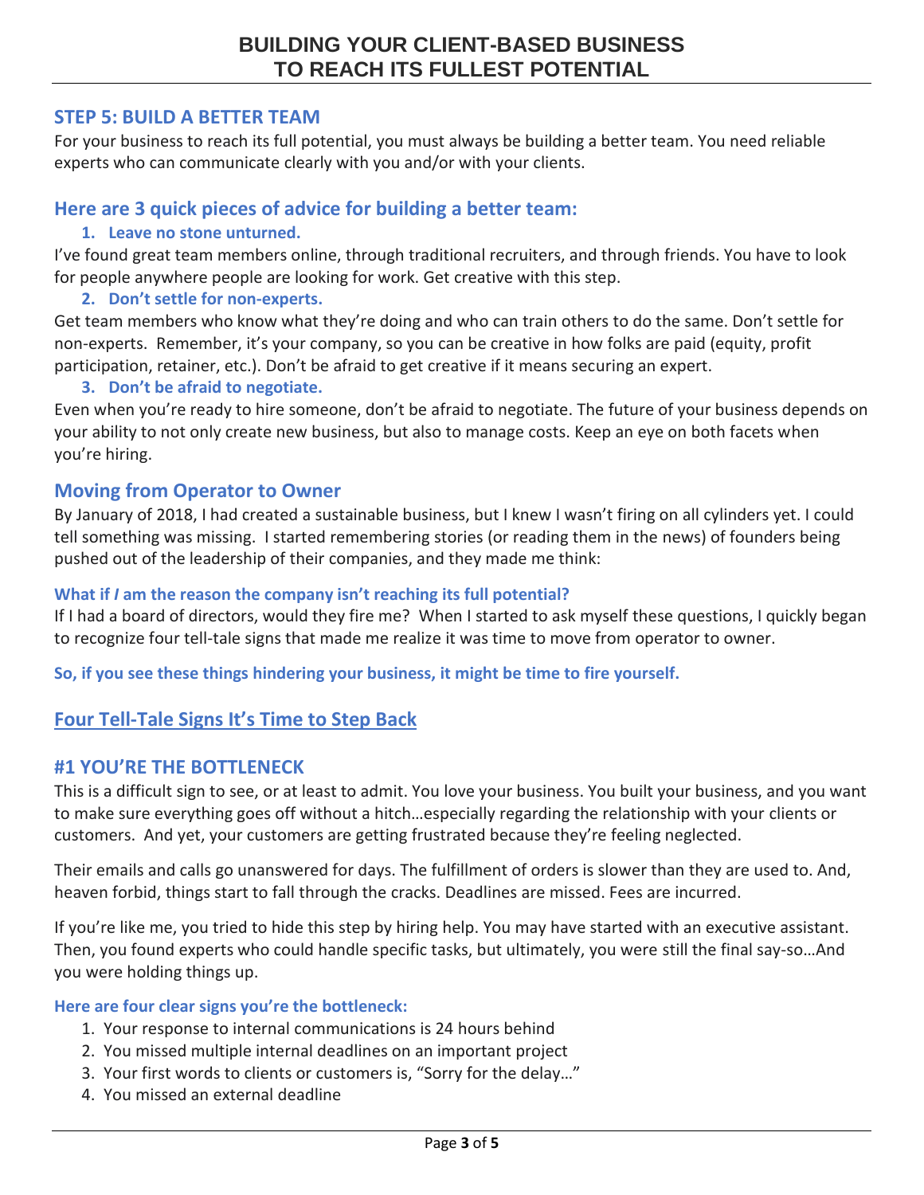## STEP 5: BUILD A BETTER TEAM

For your business to reach its full potential, you must always be building a better team. You need reliable experts who can communicate clearly with you and/or with your clients.

## Here are 3 quick pieces of advice for building a better team:

1. **Leave no stone unturned.**

I've found great team members online, through traditional recruiters, and through friends. You have to look for people anywhere people are looking for work. Get creative with this step.

2. **Don't settle for non-experts.**

Get team members who know what they're doing and who can train others to do the same. Don't settle for non-experts. Remember, it's your company, so you can be creative in how folks are paid (equity, profit participation, retainer, etc.). Don't be afraid to get creative if it means securing an expert.

3. **Don't be afraid to negotiate.**

Even when you're ready to hire someone, don't be afraid to negotiate. The future of your business depends on your ability to not only create new business, but also to manage costs. Keep an eye on both facets when you're hiring.

## Moving from Operator to Owner

By January of 2018, I had created a sustainable business, but I knew I wasn't firing on all cylinders yet. I could tell something was missing. I started remembering stories (or reading them in the news) of founders being pushed out of the leadership of their companies, and they made me think:

**What if *I* am the reason the company isn't reaching its full potential?**

If I had a board of directors, would they fire me? When I started to ask myself these questions, I quickly began to recognize four tell-tale signs that made me realize it was time to move from operator to owner.

**So, if you see these things hindering your business, it might be time to fire yourself.**

## Four Tell-Tale Signs It's Time to Step Back

### #1 YOU'RE THE BOTTLENECK

This is a difficult sign to see, or at least to admit. You love your business. You built your business, and you want to make sure everything goes off without a hitch…especially regarding the relationship with your clients or customers. And yet, your customers are getting frustrated because they're feeling neglected.

Their emails and calls go unanswered for days. The fulfillment of orders is slower than they are used to. And, heaven forbid, things start to fall through the cracks. Deadlines are missed. Fees are incurred.

If you're like me, you tried to hide this step by hiring help. You may have started with an executive assistant. Then, you found experts who could handle specific tasks, but ultimately, you were still the final say-so…And you were holding things up.

**Here are four clear signs you're the bottleneck:**

1. Your response to internal communications is 24 hours behind
2. You missed multiple internal deadlines on an important project
3. Your first words to clients or customers is, "Sorry for the delay…"
4. You missed an external deadline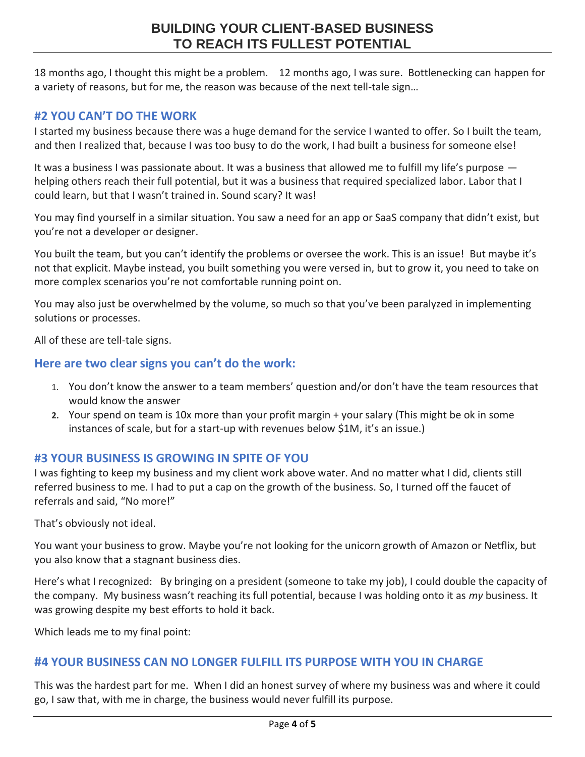18 months ago, I thought this might be a problem. 12 months ago, I was sure. Bottlenecking can happen for a variety of reasons, but for me, the reason was because of the next tell-tale sign…

## #2 YOU CAN'T DO THE WORK

I started my business because there was a huge demand for the service I wanted to offer. So I built the team, and then I realized that, because I was too busy to do the work, I had built a business for someone else!

It was a business I was passionate about. It was a business that allowed me to fulfill my life's purpose — helping others reach their full potential, but it was a business that required specialized labor. Labor that I could learn, but that I wasn't trained in. Sound scary? It was!

You may find yourself in a similar situation. You saw a need for an app or SaaS company that didn't exist, but you're not a developer or designer.

You built the team, but you can't identify the problems or oversee the work. This is an issue! But maybe it's not that explicit. Maybe instead, you built something you were versed in, but to grow it, you need to take on more complex scenarios you're not comfortable running point on.

You may also just be overwhelmed by the volume, so much so that you've been paralyzed in implementing solutions or processes.

All of these are tell-tale signs.

### Here are two clear signs you can't do the work:

1. You don't know the answer to a team members' question and/or don't have the team resources that would know the answer
2. Your spend on team is 10x more than your profit margin + your salary (This might be ok in some instances of scale, but for a start-up with revenues below $1M, it's an issue.)

## #3 YOUR BUSINESS IS GROWING IN SPITE OF YOU

I was fighting to keep my business and my client work above water. And no matter what I did, clients still referred business to me. I had to put a cap on the growth of the business. So, I turned off the faucet of referrals and said, "No more!"

That's obviously not ideal.

You want your business to grow. Maybe you're not looking for the unicorn growth of Amazon or Netflix, but you also know that a stagnant business dies.

Here's what I recognized: By bringing on a president (someone to take my job), I could double the capacity of the company. My business wasn't reaching its full potential, because I was holding onto it as *my* business. It was growing despite my best efforts to hold it back.

Which leads me to my final point:

## #4 YOUR BUSINESS CAN NO LONGER FULFILL ITS PURPOSE WITH YOU IN CHARGE

This was the hardest part for me. When I did an honest survey of where my business was and where it could go, I saw that, with me in charge, the business would never fulfill its purpose.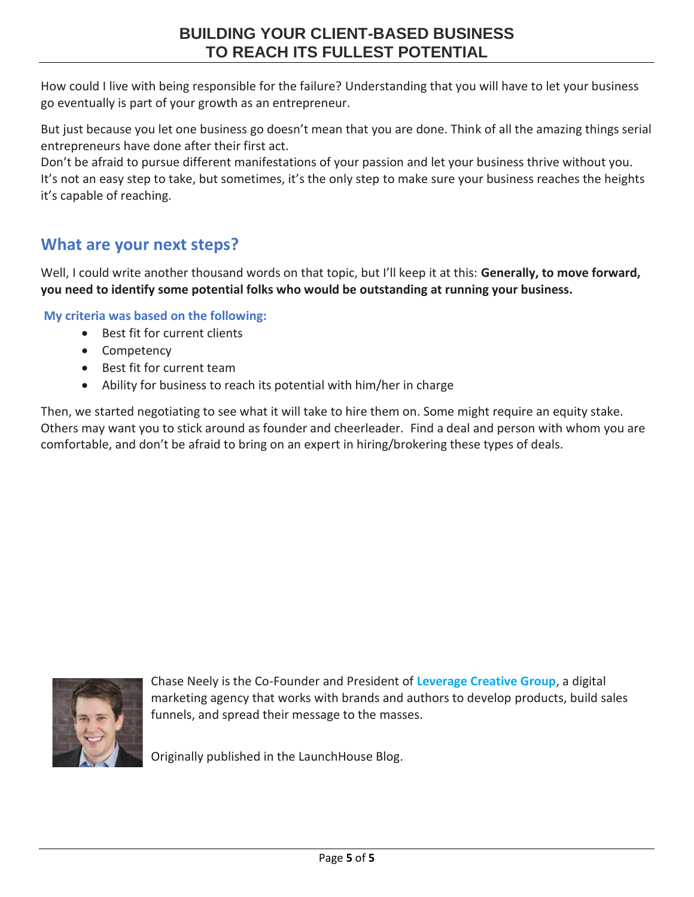How could I live with being responsible for the failure? Understanding that you will have to let your business go eventually is part of your growth as an entrepreneur.

But just because you let one business go doesn't mean that you are done. Think of all the amazing things serial entrepreneurs have done after their first act.
Don't be afraid to pursue different manifestations of your passion and let your business thrive without you. It's not an easy step to take, but sometimes, it's the only step to make sure your business reaches the heights it's capable of reaching.

## What are your next steps?

Well, I could write another thousand words on that topic, but I'll keep it at this: **Generally, to move forward, you need to identify some potential folks who would be outstanding at running your business.**

**My criteria was based on the following:**

- Best fit for current clients
- Competency
- Best fit for current team
- Ability for business to reach its potential with him/her in charge

Then, we started negotiating to see what it will take to hire them on. Some might require an equity stake. Others may want you to stick around as founder and cheerleader. Find a deal and person with whom you are comfortable, and don't be afraid to bring on an expert in hiring/brokering these types of deals.

Chase Neely is the Co-Founder and President of **Leverage Creative Group**, a digital marketing agency that works with brands and authors to develop products, build sales funnels, and spread their message to the masses.

Originally published in the LaunchHouse Blog.